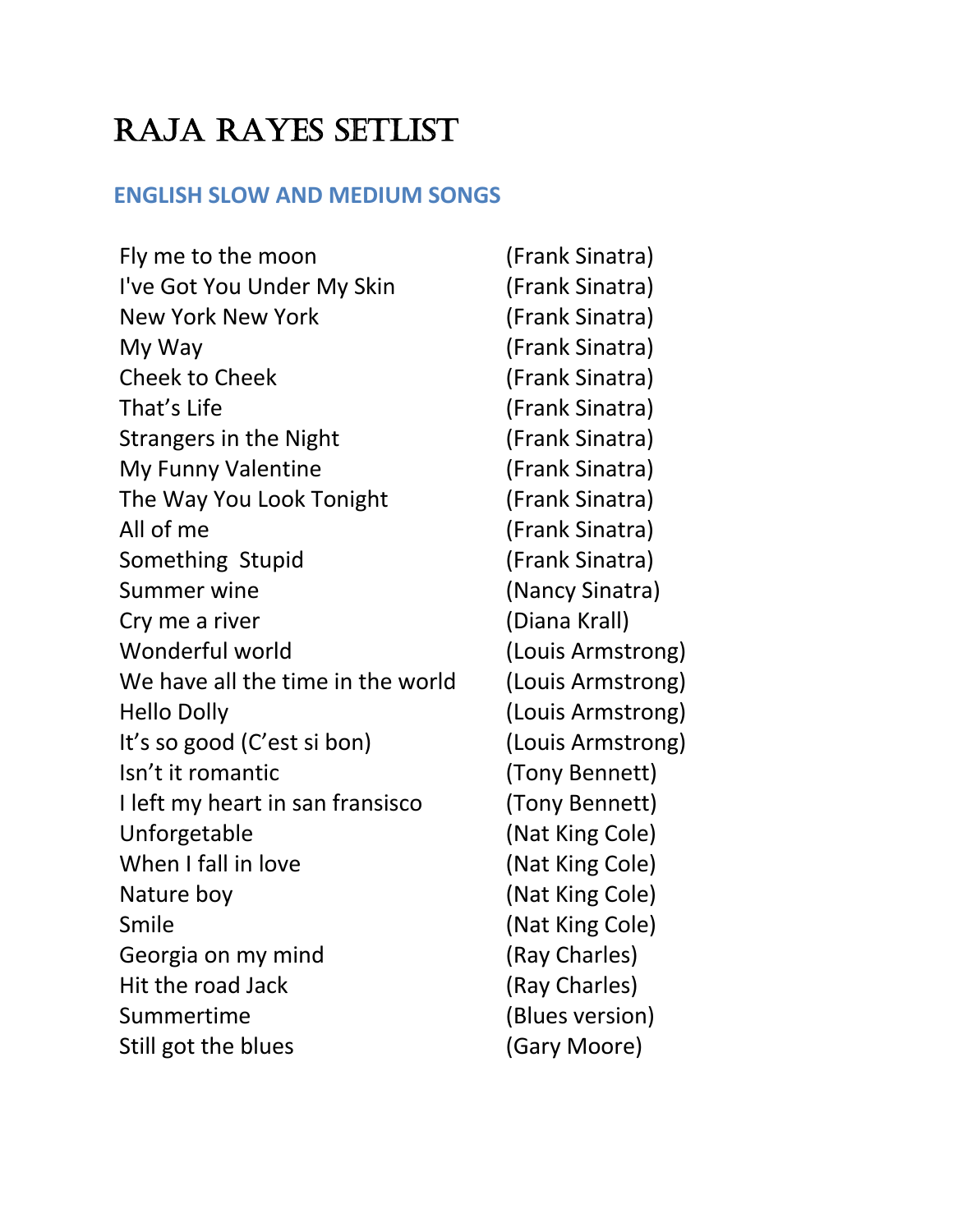# Raja Rayes Setlist

## ENGLISH SLOW AND MEDIUM SONGS

| Song | Artist |
|---|---|
| Fly me to the moon | (Frank Sinatra) |
| I've Got You Under My Skin | (Frank Sinatra) |
| New York New York | (Frank Sinatra) |
| My Way | (Frank Sinatra) |
| Cheek to Cheek | (Frank Sinatra) |
| That's Life | (Frank Sinatra) |
| Strangers in the Night | (Frank Sinatra) |
| My Funny Valentine | (Frank Sinatra) |
| The Way You Look Tonight | (Frank Sinatra) |
| All of me | (Frank Sinatra) |
| Something Stupid | (Frank Sinatra) |
| Summer wine | (Nancy Sinatra) |
| Cry me a river | (Diana Krall) |
| Wonderful world | (Louis Armstrong) |
| We have all the time in the world | (Louis Armstrong) |
| Hello Dolly | (Louis Armstrong) |
| It's so good (C'est si bon) | (Louis Armstrong) |
| Isn't it romantic | (Tony Bennett) |
| I left my heart in san fransisco | (Tony Bennett) |
| Unforgetable | (Nat King Cole) |
| When I fall in love | (Nat King Cole) |
| Nature boy | (Nat King Cole) |
| Smile | (Nat King Cole) |
| Georgia on my mind | (Ray Charles) |
| Hit the road Jack | (Ray Charles) |
| Summertime | (Blues version) |
| Still got the blues | (Gary Moore) |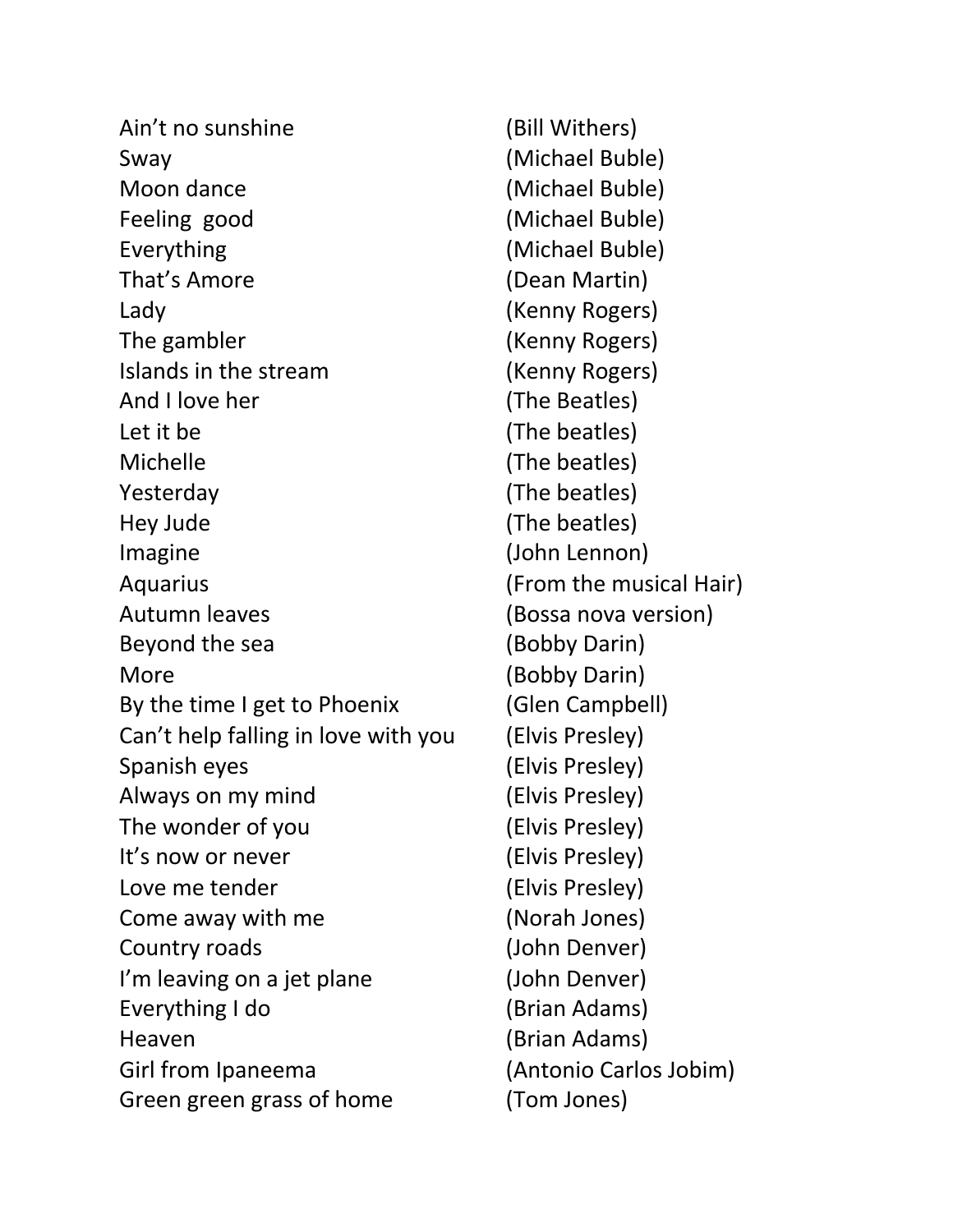| | |
|---|---|
| Ain’t no sunshine | (Bill Withers) |
| Sway | (Michael Buble) |
| Moon dance | (Michael Buble) |
| Feeling good | (Michael Buble) |
| Everything | (Michael Buble) |
| That’s Amore | (Dean Martin) |
| Lady | (Kenny Rogers) |
| The gambler | (Kenny Rogers) |
| Islands in the stream | (Kenny Rogers) |
| And I love her | (The Beatles) |
| Let it be | (The beatles) |
| Michelle | (The beatles) |
| Yesterday | (The beatles) |
| Hey Jude | (The beatles) |
| Imagine | (John Lennon) |
| Aquarius | (From the musical Hair) |
| Autumn leaves | (Bossa nova version) |
| Beyond the sea | (Bobby Darin) |
| More | (Bobby Darin) |
| By the time I get to Phoenix | (Glen Campbell) |
| Can’t help falling in love with you | (Elvis Presley) |
| Spanish eyes | (Elvis Presley) |
| Always on my mind | (Elvis Presley) |
| The wonder of you | (Elvis Presley) |
| It’s now or never | (Elvis Presley) |
| Love me tender | (Elvis Presley) |
| Come away with me | (Norah Jones) |
| Country roads | (John Denver) |
| I’m leaving on a jet plane | (John Denver) |
| Everything I do | (Brian Adams) |
| Heaven | (Brian Adams) |
| Girl from Ipaneema | (Antonio Carlos Jobim) |
| Green green grass of home | (Tom Jones) |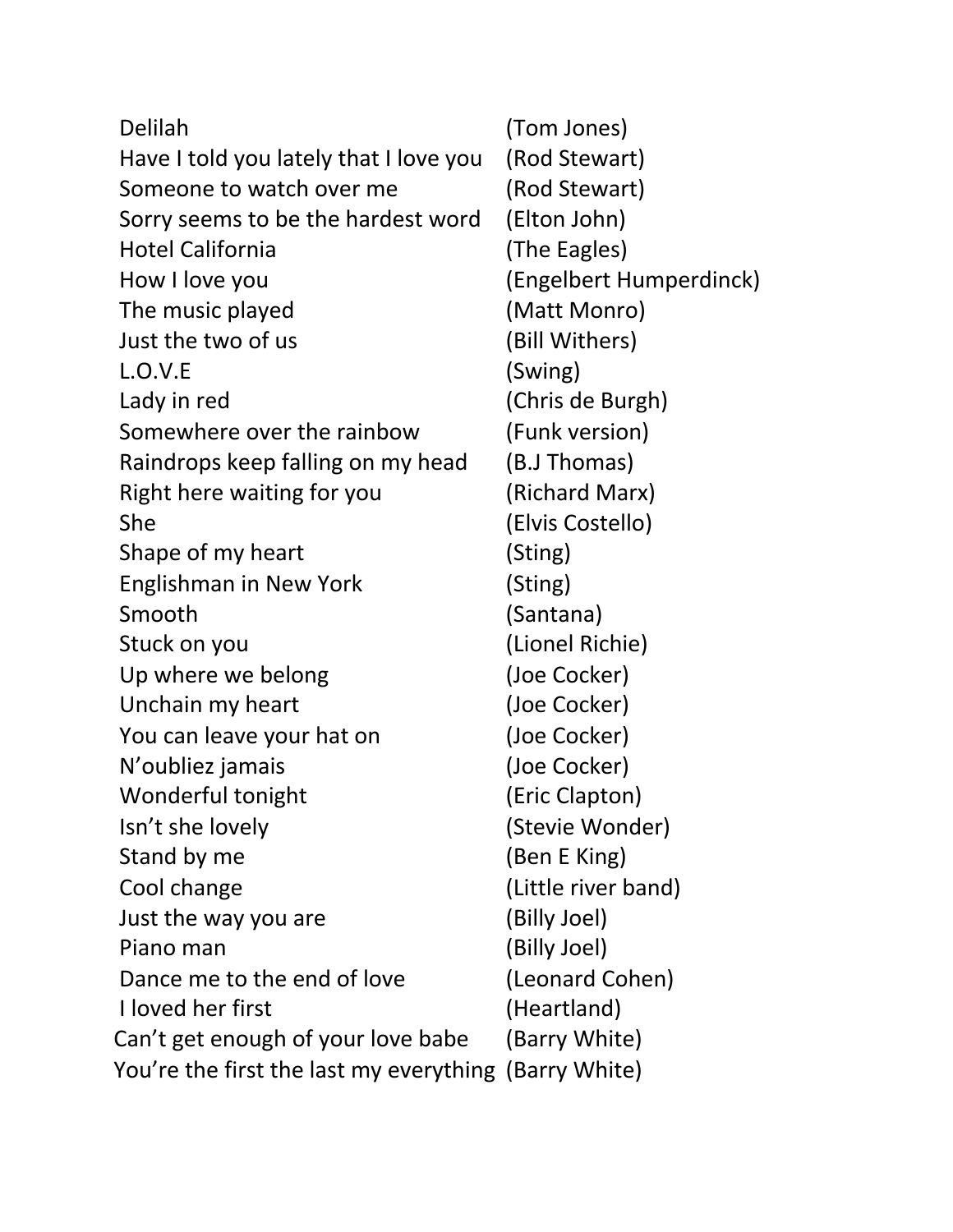| | |
|---|---|
| Delilah | (Tom Jones) |
| Have I told you lately that I love you | (Rod Stewart) |
| Someone to watch over me | (Rod Stewart) |
| Sorry seems to be the hardest word | (Elton John) |
| Hotel California | (The Eagles) |
| How I love you | (Engelbert Humperdinck) |
| The music played | (Matt Monro) |
| Just the two of us | (Bill Withers) |
| L.O.V.E | (Swing) |
| Lady in red | (Chris de Burgh) |
| Somewhere over the rainbow | (Funk version) |
| Raindrops keep falling on my head | (B.J Thomas) |
| Right here waiting for you | (Richard Marx) |
| She | (Elvis Costello) |
| Shape of my heart | (Sting) |
| Englishman in New York | (Sting) |
| Smooth | (Santana) |
| Stuck on you | (Lionel Richie) |
| Up where we belong | (Joe Cocker) |
| Unchain my heart | (Joe Cocker) |
| You can leave your hat on | (Joe Cocker) |
| N'oubliez jamais | (Joe Cocker) |
| Wonderful tonight | (Eric Clapton) |
| Isn't she lovely | (Stevie Wonder) |
| Stand by me | (Ben E King) |
| Cool change | (Little river band) |
| Just the way you are | (Billy Joel) |
| Piano man | (Billy Joel) |
| Dance me to the end of love | (Leonard Cohen) |
| I loved her first | (Heartland) |
| Can't get enough of your love babe | (Barry White) |
| You're the first the last my everything | (Barry White) |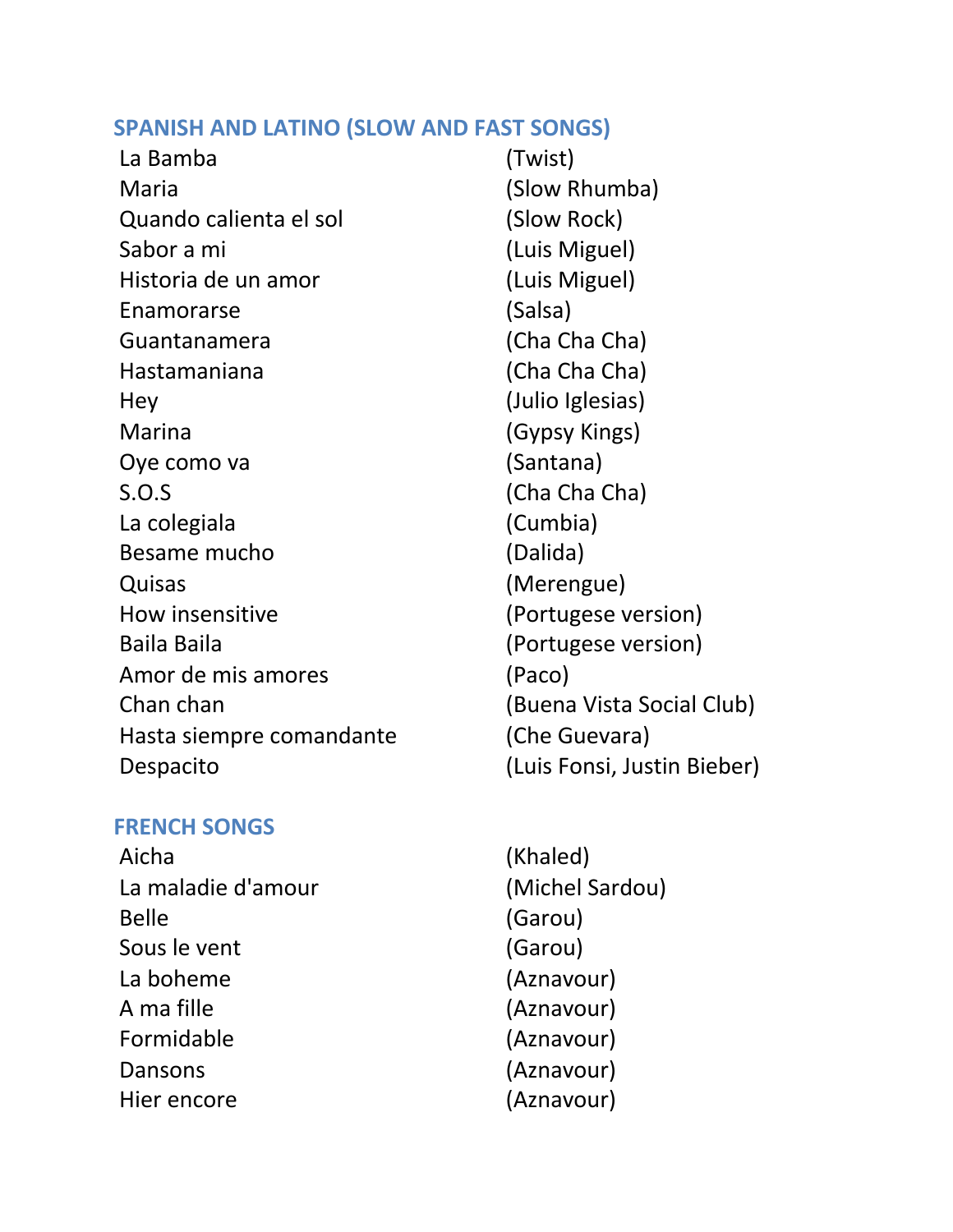## SPANISH AND LATINO (SLOW AND FAST SONGS)

| | |
|---|---|
| La Bamba | (Twist) |
| Maria | (Slow Rhumba) |
| Quando calienta el sol | (Slow Rock) |
| Sabor a mi | (Luis Miguel) |
| Historia de un amor | (Luis Miguel) |
| Enamorarse | (Salsa) |
| Guantanamera | (Cha Cha Cha) |
| Hastamaniana | (Cha Cha Cha) |
| Hey | (Julio Iglesias) |
| Marina | (Gypsy Kings) |
| Oye como va | (Santana) |
| S.O.S | (Cha Cha Cha) |
| La colegiala | (Cumbia) |
| Besame mucho | (Dalida) |
| Quisas | (Merengue) |
| How insensitive | (Portugese version) |
| Baila Baila | (Portugese version) |
| Amor de mis amores | (Paco) |
| Chan chan | (Buena Vista Social Club) |
| Hasta siempre comandante | (Che Guevara) |
| Despacito | (Luis Fonsi, Justin Bieber) |

## FRENCH SONGS

| | |
|---|---|
| Aicha | (Khaled) |
| La maladie d'amour | (Michel Sardou) |
| Belle | (Garou) |
| Sous le vent | (Garou) |
| La boheme | (Aznavour) |
| A ma fille | (Aznavour) |
| Formidable | (Aznavour) |
| Dansons | (Aznavour) |
| Hier encore | (Aznavour) |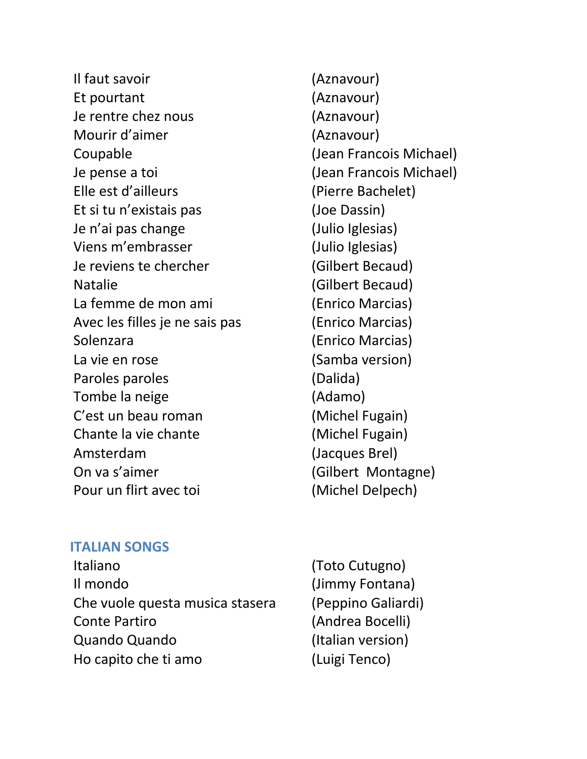Il faut savoir (Aznavour)
Et pourtant (Aznavour)
Je rentre chez nous (Aznavour)
Mourir d'aimer (Aznavour)
Coupable (Jean Francois Michael)
Je pense a toi (Jean Francois Michael)
Elle est d'ailleurs (Pierre Bachelet)
Et si tu n'existais pas (Joe Dassin)
Je n'ai pas change (Julio Iglesias)
Viens m'embrasser (Julio Iglesias)
Je reviens te chercher (Gilbert Becaud)
Natalie (Gilbert Becaud)
La femme de mon ami (Enrico Marcias)
Avec les filles je ne sais pas (Enrico Marcias)
Solenzara (Enrico Marcias)
La vie en rose (Samba version)
Paroles paroles (Dalida)
Tombe la neige (Adamo)
C'est un beau roman (Michel Fugain)
Chante la vie chante (Michel Fugain)
Amsterdam (Jacques Brel)
On va s'aimer (Gilbert Montagne)
Pour un flirt avec toi (Michel Delpech)

## ITALIAN SONGS

Italiano (Toto Cutugno)
Il mondo (Jimmy Fontana)
Che vuole questa musica stasera (Peppino Galiardi)
Conte Partiro (Andrea Bocelli)
Quando Quando (Italian version)
Ho capito che ti amo (Luigi Tenco)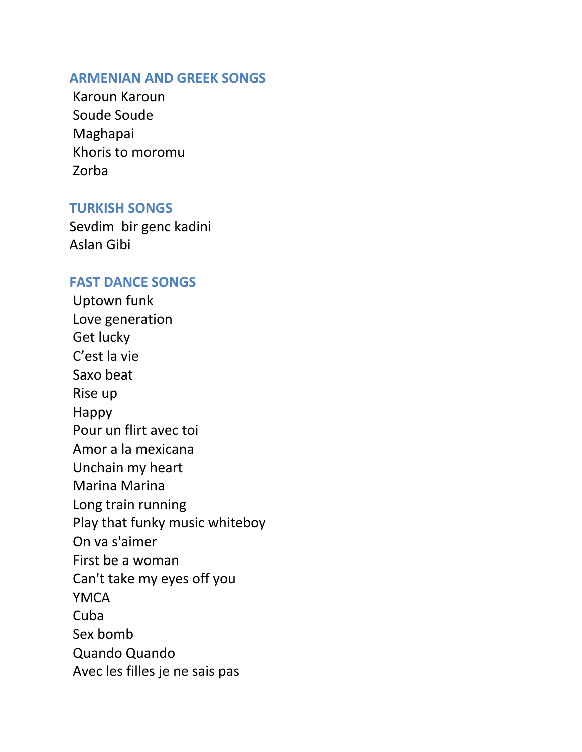## ARMENIAN AND GREEK SONGS

Karoun Karoun
Soude Soude
Maghapai
Khoris to moromu
Zorba

## TURKISH SONGS

Sevdim  bir genc kadini
Aslan Gibi

## FAST DANCE SONGS

Uptown funk
Love generation
Get lucky
C'est la vie
Saxo beat
Rise up
Happy
Pour un flirt avec toi
Amor a la mexicana
Unchain my heart
Marina Marina
Long train running
Play that funky music whiteboy
On va s'aimer
First be a woman
Can't take my eyes off you
YMCA
Cuba
Sex bomb
Quando Quando
Avec les filles je ne sais pas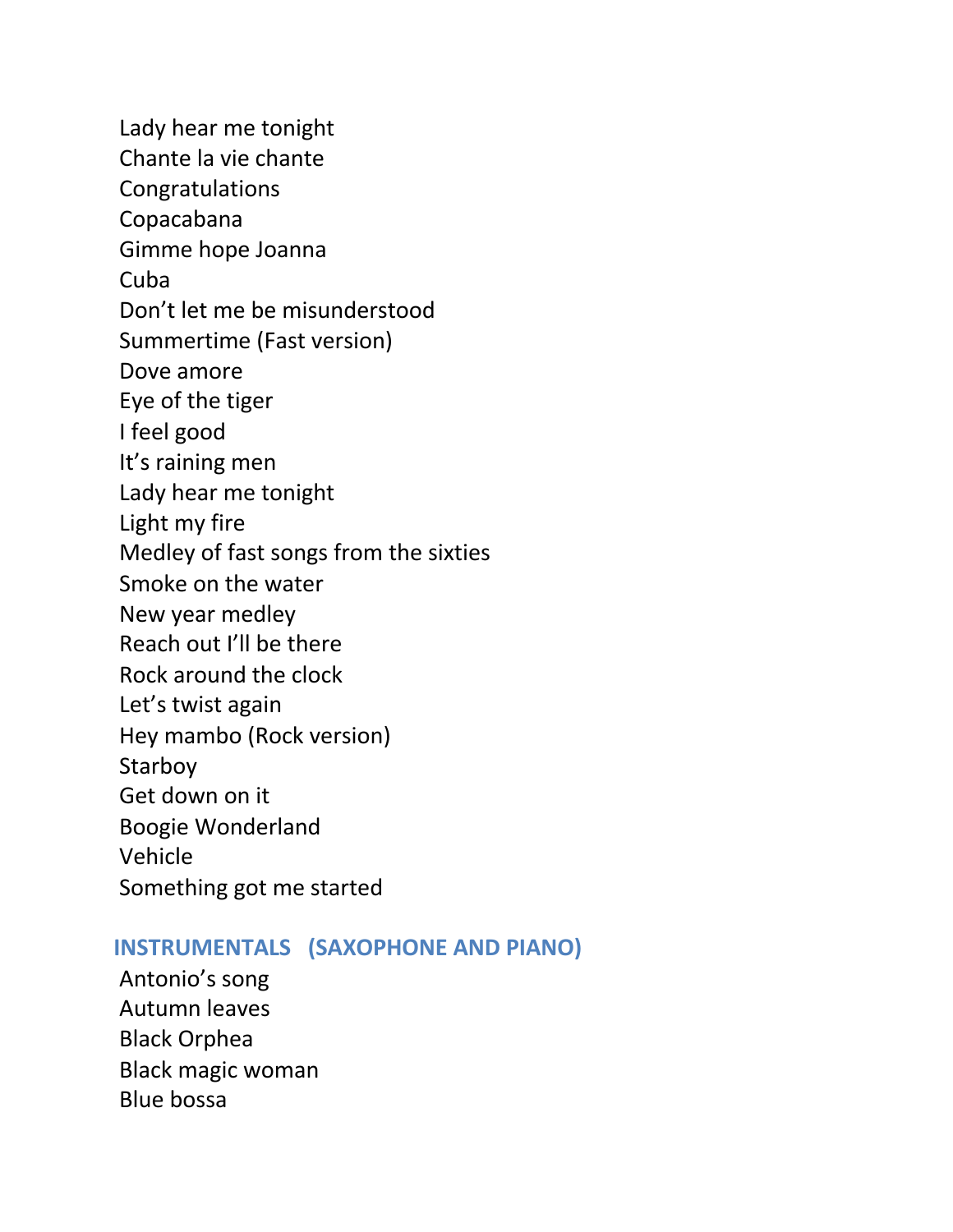Lady hear me tonight
Chante la vie chante
Congratulations
Copacabana
Gimme hope Joanna
Cuba
Don’t let me be misunderstood
Summertime (Fast version)
Dove amore
Eye of the tiger
I feel good
It’s raining men
Lady hear me tonight
Light my fire
Medley of fast songs from the sixties
Smoke on the water
New year medley
Reach out I’ll be there
Rock around the clock
Let’s twist again
Hey mambo (Rock version)
Starboy
Get down on it
Boogie Wonderland
Vehicle
Something got me started

## INSTRUMENTALS (SAXOPHONE AND PIANO)

Antonio’s song
Autumn leaves
Black Orphea
Black magic woman
Blue bossa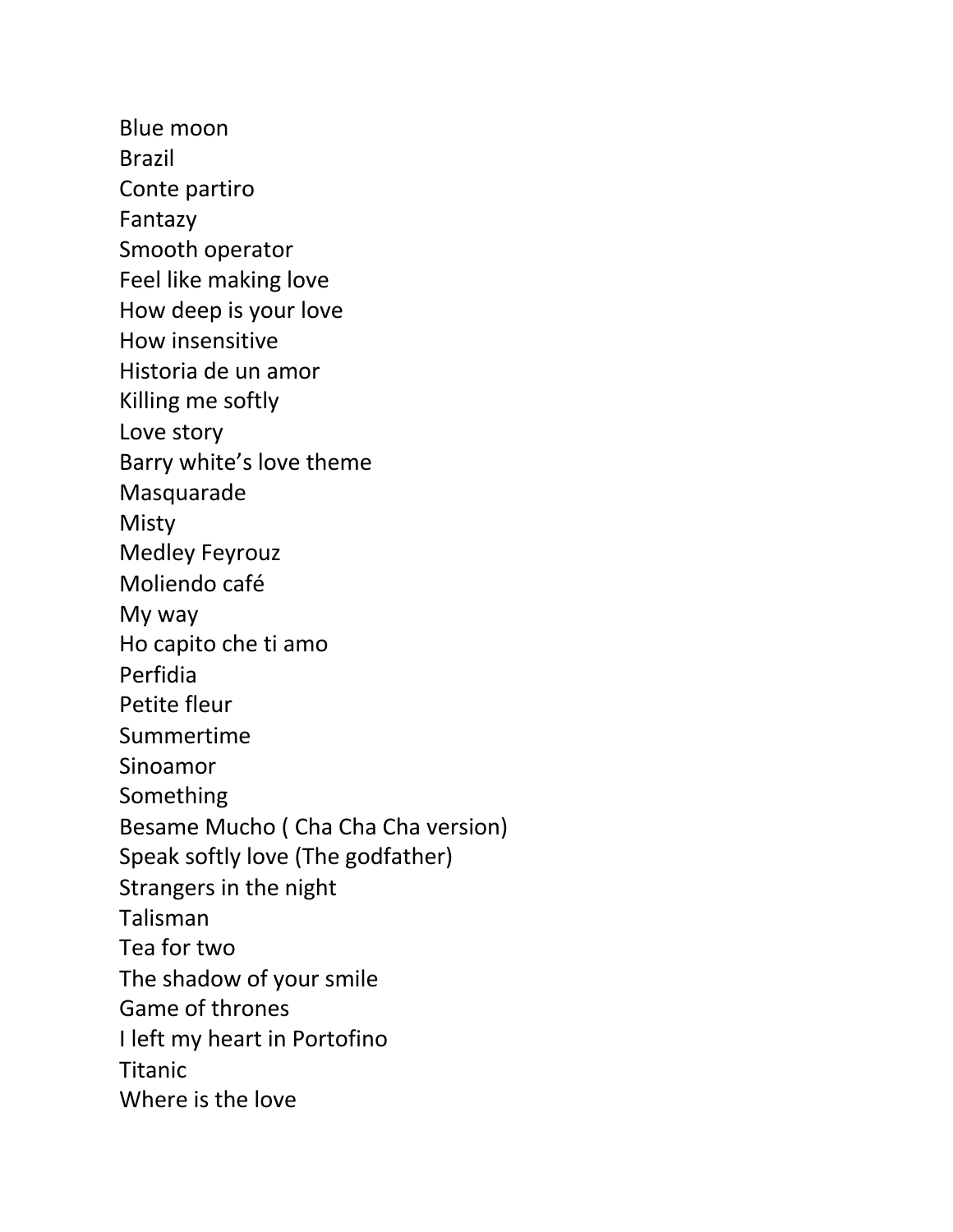Blue moon
Brazil
Conte partiro
Fantazy
Smooth operator
Feel like making love
How deep is your love
How insensitive
Historia de un amor
Killing me softly
Love story
Barry white's love theme
Masquarade
Misty
Medley Feyrouz
Moliendo café
My way
Ho capito che ti amo
Perfidia
Petite fleur
Summertime
Sinoamor
Something
Besame Mucho ( Cha Cha Cha version)
Speak softly love (The godfather)
Strangers in the night
Talisman
Tea for two
The shadow of your smile
Game of thrones
I left my heart in Portofino
Titanic
Where is the love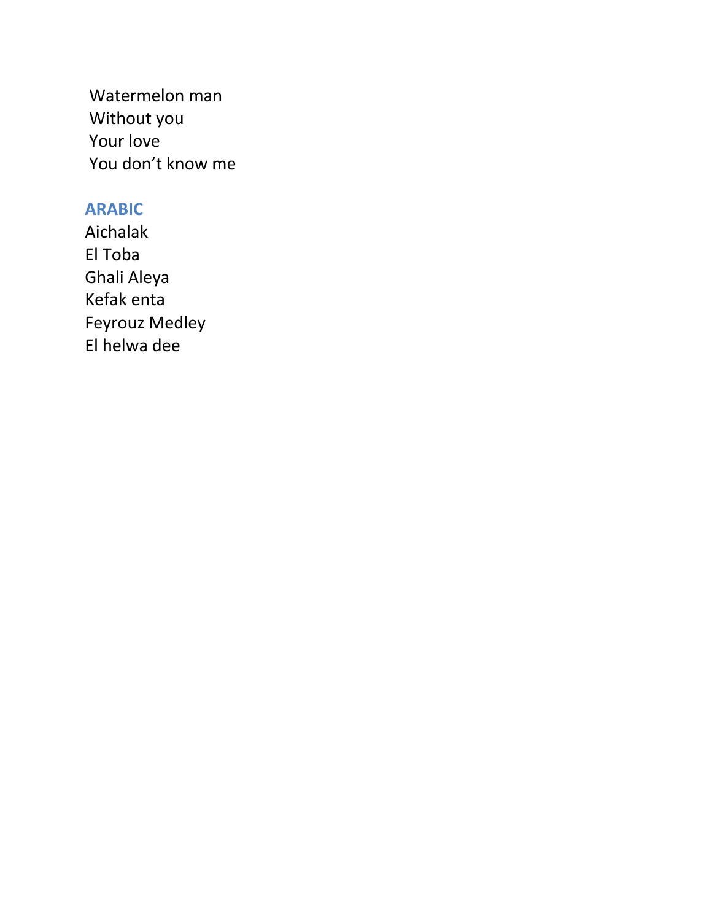Watermelon man
Without you
Your love
You don't know me

## ARABIC

Aichalak
El Toba
Ghali Aleya
Kefak enta
Feyrouz Medley
El helwa dee